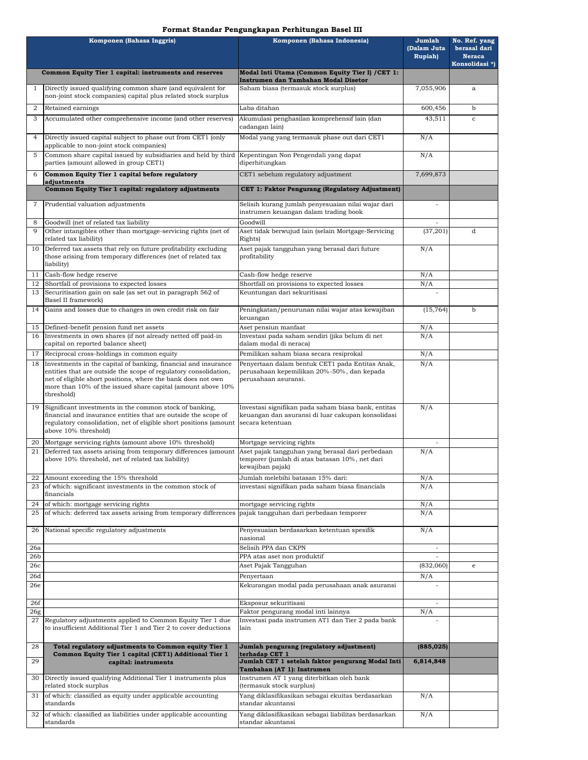# Format Standar Pengungkapan Perhitungan Basel III

| | Komponen (Bahasa Inggris) | Komponen (Bahasa Indonesia) | Jumlah (Dalam Juta Rupiah) | No. Ref. yang berasal dari Neraca Konsolidasi *) |
|---|---|---|---|---|
| | **Common Equity Tier 1 capital: instruments and reserves** | **Modal Inti Utama (Common Equity Tier I) /CET 1: Instrumen dan Tambahan Modal Disetor** | | |
| 1 | Directly issued qualifying common share (and equivalent for non-joint stock companies) capital plus related stock surplus | Saham biasa (termasuk stock surplus) | 7,055,906 | a |
| 2 | Retained earnings | Laba ditahan | 600,456 | b |
| 3 | Accumulated other comprehensive income (and other reserves) | Akumulasi penghasilan komprehensif lain (dan cadangan lain) | 43,511 | c |
| 4 | Directly issued capital subject to phase out from CET1 (only applicable to non-joint stock companies) | Modal yang yang termasuk phase out dari CET1 | N/A | |
| 5 | Common share capital issued by subsidiaries and held by third parties (amount allowed in group CET1) | Kepentingan Non Pengendali yang dapat diperhitungkan | N/A | |
| 6 | **Common Equity Tier 1 capital before regulatory adjustments** | CET1 sebelum regulatory adjustment | 7,699,873 | |
| | **Common Equity Tier 1 capital: regulatory adjustments** | **CET 1: Faktor Pengurang (Regulatory Adjustment)** | | |
| 7 | Prudential valuation adjustments | Selisih kurang jumlah penyesuaian nilai wajar dari instrumen keuangan dalam trading book | - | |
| 8 | Goodwill (net of related tax liability | Goodwill | - | |
| 9 | Other intangibles other than mortgage-servicing rights (net of related tax liability) | Aset tidak berwujud lain (selain Mortgage-Servicing Rights) | (37,201) | d |
| 10 | Deferred tax assets that rely on future profitability excluding those arising from temporary differences (net of related tax liability) | Aset pajak tangguhan yang berasal dari future profitability | N/A | |
| 11 | Cash-flow hedge reserve | Cash-flow hedge reserve | N/A | |
| 12 | Shortfall of provisions to expected losses | Shortfall on provisions to expected losses | N/A | |
| 13 | Securitisation gain on sale (as set out in paragraph 562 of Basel II framework) | Keuntungan dari sekuritisasi | - | |
| 14 | Gains and losses due to changes in own credit risk on fair | Peningkatan/penurunan nilai wajar atas kewajiban keuangan | (15,764) | b |
| 15 | Defined-benefit pension fund net assets | Aset pensiun manfaat | N/A | |
| 16 | Investments in own shares (if not already netted off paid-in capital on reported balance sheet) | Investasi pada saham sendiri (jika belum di net dalam modal di neraca) | N/A | |
| 17 | Reciprocal cross-holdings in common equity | Pemilikan saham biasa secara resiprokal | N/A | |
| 18 | Investments in the capital of banking, financial and insurance entities that are outside the scope of regulatory consolidation, net of eligible short positions, where the bank does not own more than 10% of the issued share capital (amount above 10% threshold) | Penyertaan dalam bentuk CET1 pada Entitas Anak, perusahaan kepemilikan 20%-50%, dan kepada perusahaan asuransi. | N/A | |
| 19 | Significant investments in the common stock of banking, financial and insurance entities that are outside the scope of regulatory consolidation, net of eligible short positions (amount above 10% threshold) | Investasi signifikan pada saham biasa bank, entitas keuangan dan asuransi di luar cakupan konsolidasi secara ketentuan | N/A | |
| 20 | Mortgage servicing rights (amount above 10% threshold) | Mortgage servicing rights | - | |
| 21 | Deferred tax assets arising from temporary differences (amount above 10% threshold, net of related tax liability) | Aset pajak tangguhan yang berasal dari perbedaan temporer (jumlah di atas batasan 10%, net dari kewajiban pajak) | N/A | |
| 22 | Amount exceeding the 15% threshold | Jumlah melebihi batasan 15% dari: | N/A | |
| 23 | of which: significant investments in the common stock of financials | investasi signifikan pada saham biasa financials | N/A | |
| 24 | of which: mortgage servicing rights | mortgage servicing rights | N/A | |
| 25 | of which: deferred tax assets arising from temporary differences | pajak tangguhan dari perbedaan temporer | N/A | |
| 26 | National specific regulatory adjustments | Penyesuaian berdasarkan ketentuan spesifik nasional | N/A | |
| 26a | | Selisih PPA dan CKPN | - | |
| 26b | | PPA atas aset non produktif | - | |
| 26c | | Aset Pajak Tangguhan | (832,060) | e |
| 26d | | Penyertaan | N/A | |
| 26e | | Kekurangan modal pada perusahaan anak asuransi | - | |
| 26f | | Eksposur sekuritisasi | - | |
| 26g | | Faktor pengurang modal inti lainnya | N/A | |
| 27 | Regulatory adjustments applied to Common Equity Tier 1 due to insufficient Additional Tier 1 and Tier 2 to cover deductions | Investasi pada instrumen AT1 dan Tier 2 pada bank lain | - | |
| 28 | **Total regulatory adjustments to Common equity Tier 1** | **Jumlah pengurang (regulatory adjustment) terhadap CET 1** | **(885,025)** | |
| 29 | **Common Equity Tier 1 capital (CET1) Additional Tier 1 capital: instruments** | **Jumlah CET 1 setelah faktor pengurang Modal Inti Tambahan (AT 1): Instrumen** | **6,814,848** | |
| 30 | Directly issued qualifying Additional Tier 1 instruments plus related stock surplus | Instrumen AT 1 yang diterbitkan oleh bank (termasuk stock surplus) | | |
| 31 | of which: classified as equity under applicable accounting standards | Yang diklasifikasikan sebagai ekuitas berdasarkan standar akuntansi | N/A | |
| 32 | of which: classified as liabilities under applicable accounting standards | Yang diklasifikasikan sebagai liabilitas berdasarkan standar akuntansi | N/A | |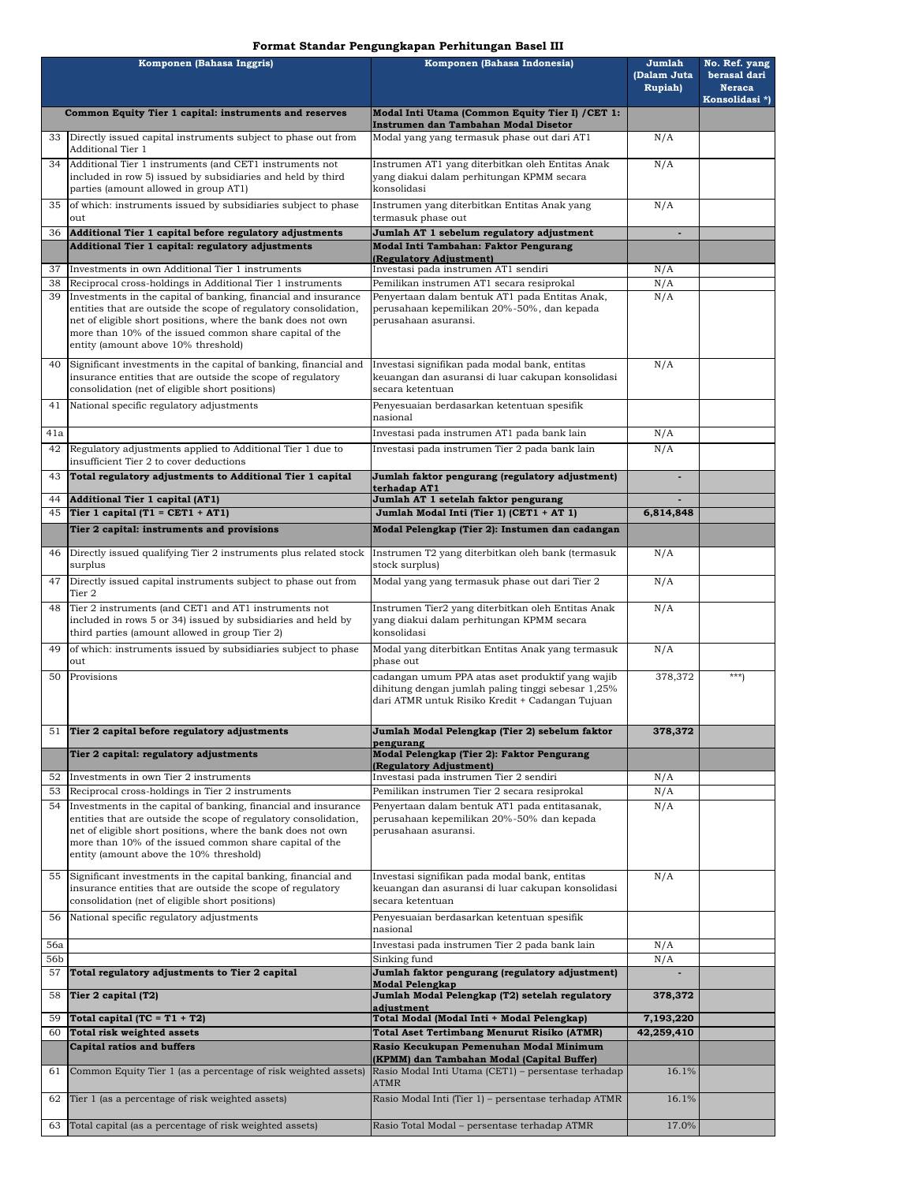**Format Standar Pengungkapan Perhitungan Basel III**

| | Komponen (Bahasa Inggris) | Komponen (Bahasa Indonesia) | Jumlah (Dalam Juta Rupiah) | No. Ref. yang berasal dari Neraca Konsolidasi *) |
|---|---|---|---|---|
| | **Common Equity Tier 1 capital: instruments and reserves** | **Modal Inti Utama (Common Equity Tier I) /CET 1: Instrumen dan Tambahan Modal Disetor** | | |
| 33 | Directly issued capital instruments subject to phase out from Additional Tier 1 | Modal yang yang termasuk phase out dari AT1 | N/A | |
| 34 | Additional Tier 1 instruments (and CET1 instruments not included in row 5) issued by subsidiaries and held by third parties (amount allowed in group AT1) | Instrumen AT1 yang diterbitkan oleh Entitas Anak yang diakui dalam perhitungan KPMM secara konsolidasi | N/A | |
| 35 | of which: instruments issued by subsidiaries subject to phase out | Instrumen yang diterbitkan Entitas Anak yang termasuk phase out | N/A | |
| 36 | **Additional Tier 1 capital before regulatory adjustments** | **Jumlah AT 1 sebelum regulatory adjustment** | **-** | |
| | **Additional Tier 1 capital: regulatory adjustments** | **Modal Inti Tambahan: Faktor Pengurang (Regulatory Adjustment)** | | |
| 37 | Investments in own Additional Tier 1 instruments | Investasi pada instrumen AT1 sendiri | N/A | |
| 38 | Reciprocal cross-holdings in Additional Tier 1 instruments | Pemilikan instrumen AT1 secara resiprokal | N/A | |
| 39 | Investments in the capital of banking, financial and insurance entities that are outside the scope of regulatory consolidation, net of eligible short positions, where the bank does not own more than 10% of the issued common share capital of the entity (amount above 10% threshold) | Penyertaan dalam bentuk AT1 pada Entitas Anak, perusahaan kepemilikan 20%-50%, dan kepada perusahaan asuransi. | N/A | |
| 40 | Significant investments in the capital of banking, financial and insurance entities that are outside the scope of regulatory consolidation (net of eligible short positions) | Investasi signifikan pada modal bank, entitas keuangan dan asuransi di luar cakupan konsolidasi secara ketentuan | N/A | |
| 41 | National specific regulatory adjustments | Penyesuaian berdasarkan ketentuan spesifik nasional | | |
| 41a | | Investasi pada instrumen AT1 pada bank lain | N/A | |
| 42 | Regulatory adjustments applied to Additional Tier 1 due to insufficient Tier 2 to cover deductions | Investasi pada instrumen Tier 2 pada bank lain | N/A | |
| 43 | **Total regulatory adjustments to Additional Tier 1 capital** | **Jumlah faktor pengurang (regulatory adjustment) terhadap AT1** | **-** | |
| 44 | **Additional Tier 1 capital (AT1)** | **Jumlah AT 1 setelah faktor pengurang** | **-** | |
| 45 | **Tier 1 capital (T1 = CET1 + AT1)** | **Jumlah Modal Inti (Tier 1) (CET1 + AT 1)** | **6,814,848** | |
| | **Tier 2 capital: instruments and provisions** | **Modal Pelengkap (Tier 2): Instumen dan cadangan** | | |
| 46 | Directly issued qualifying Tier 2 instruments plus related stock surplus | Instrumen T2 yang diterbitkan oleh bank (termasuk stock surplus) | N/A | |
| 47 | Directly issued capital instruments subject to phase out from Tier 2 | Modal yang yang termasuk phase out dari Tier 2 | N/A | |
| 48 | Tier 2 instruments (and CET1 and AT1 instruments not included in rows 5 or 34) issued by subsidiaries and held by third parties (amount allowed in group Tier 2) | Instrumen Tier2 yang diterbitkan oleh Entitas Anak yang diakui dalam perhitungan KPMM secara konsolidasi | N/A | |
| 49 | of which: instruments issued by subsidiaries subject to phase out | Modal yang diterbitkan Entitas Anak yang termasuk phase out | N/A | |
| 50 | Provisions | cadangan umum PPA atas aset produktif yang wajib dihitung dengan jumlah paling tinggi sebesar 1,25% dari ATMR untuk Risiko Kredit + Cadangan Tujuan | 378,372 | ***) |
| 51 | **Tier 2 capital before regulatory adjustments** | **Jumlah Modal Pelengkap (Tier 2) sebelum faktor pengurang** | **378,372** | |
| | **Tier 2 capital: regulatory adjustments** | **Modal Pelengkap (Tier 2): Faktor Pengurang (Regulatory Adjustment)** | | |
| 52 | Investments in own Tier 2 instruments | Investasi pada instrumen Tier 2 sendiri | N/A | |
| 53 | Reciprocal cross-holdings in Tier 2 instruments | Pemilikan instrumen Tier 2 secara resiprokal | N/A | |
| 54 | Investments in the capital of banking, financial and insurance entities that are outside the scope of regulatory consolidation, net of eligible short positions, where the bank does not own more than 10% of the issued common share capital of the entity (amount above the 10% threshold) | Penyertaan dalam bentuk AT1 pada entitasanak, perusahaan kepemilikan 20%-50% dan kepada perusahaan asuransi. | N/A | |
| 55 | Significant investments in the capital banking, financial and insurance entities that are outside the scope of regulatory consolidation (net of eligible short positions) | Investasi signifikan pada modal bank, entitas keuangan dan asuransi di luar cakupan konsolidasi secara ketentuan | N/A | |
| 56 | National specific regulatory adjustments | Penyesuaian berdasarkan ketentuan spesifik nasional | | |
| 56a | | Investasi pada instrumen Tier 2 pada bank lain | N/A | |
| 56b | | Sinking fund | N/A | |
| 57 | **Total regulatory adjustments to Tier 2 capital** | **Jumlah faktor pengurang (regulatory adjustment) Modal Pelengkap** | **-** | |
| 58 | **Tier 2 capital (T2)** | **Jumlah Modal Pelengkap (T2) setelah regulatory adjustment** | **378,372** | |
| 59 | **Total capital (TC = T1 + T2)** | **Total Modal (Modal Inti + Modal Pelengkap)** | **7,193,220** | |
| 60 | **Total risk weighted assets** | **Total Aset Tertimbang Menurut Risiko (ATMR)** | **42,259,410** | |
| | **Capital ratios and buffers** | **Rasio Kecukupan Pemenuhan Modal Minimum (KPMM) dan Tambahan Modal (Capital Buffer)** | | |
| 61 | Common Equity Tier 1 (as a percentage of risk weighted assets) | Rasio Modal Inti Utama (CET1) – persentase terhadap ATMR | 16.1% | |
| 62 | Tier 1 (as a percentage of risk weighted assets) | Rasio Modal Inti (Tier 1) – persentase terhadap ATMR | 16.1% | |
| 63 | Total capital (as a percentage of risk weighted assets) | Rasio Total Modal – persentase terhadap ATMR | 17.0% | |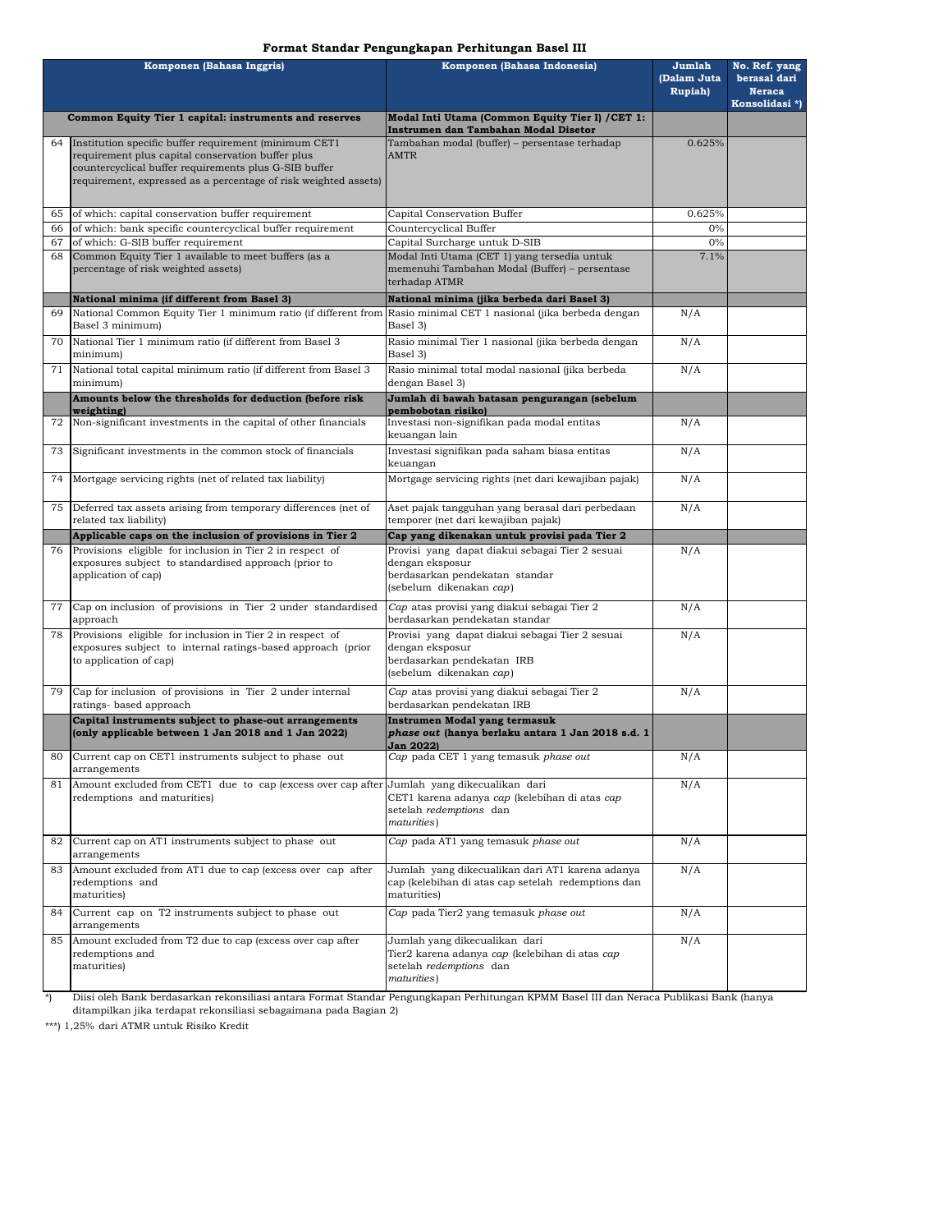# Format Standar Pengungkapan Perhitungan Basel III

| | Komponen (Bahasa Inggris) | Komponen (Bahasa Indonesia) | Jumlah (Dalam Juta Rupiah) | No. Ref. yang berasal dari Neraca Konsolidasi *) |
|---|---|---|---|---|
| | **Common Equity Tier 1 capital: instruments and reserves** | **Modal Inti Utama (Common Equity Tier I) /CET 1: Instrumen dan Tambahan Modal Disetor** | | |
| 64 | Institution specific buffer requirement (minimum CET1 requirement plus capital conservation buffer plus countercyclical buffer requirements plus G-SIB buffer requirement, expressed as a percentage of risk weighted assets) | Tambahan modal (buffer) – persentase terhadap AMTR | 0.625% | |
| 65 | of which: capital conservation buffer requirement | Capital Conservation Buffer | 0.625% | |
| 66 | of which: bank specific countercyclical buffer requirement | Countercyclical Buffer | 0% | |
| 67 | of which: G-SIB buffer requirement | Capital Surcharge untuk D-SIB | 0% | |
| 68 | Common Equity Tier 1 available to meet buffers (as a percentage of risk weighted assets) | Modal Inti Utama (CET 1) yang tersedia untuk memenuhi Tambahan Modal (Buffer) – persentase terhadap ATMR | 7.1% | |
| | **National minima (if different from Basel 3)** | **National minima (jika berbeda dari Basel 3)** | | |
| 69 | National Common Equity Tier 1 minimum ratio (if different from Basel 3 minimum) | Rasio minimal CET 1 nasional (jika berbeda dengan Basel 3) | N/A | |
| 70 | National Tier 1 minimum ratio (if different from Basel 3 minimum) | Rasio minimal Tier 1 nasional (jika berbeda dengan Basel 3) | N/A | |
| 71 | National total capital minimum ratio (if different from Basel 3 minimum) | Rasio minimal total modal nasional (jika berbeda dengan Basel 3) | N/A | |
| | **Amounts below the thresholds for deduction (before risk weighting)** | **Jumlah di bawah batasan pengurangan (sebelum pembobotan risiko)** | | |
| 72 | Non-significant investments in the capital of other financials | Investasi non-signifikan pada modal entitas keuangan lain | N/A | |
| 73 | Significant investments in the common stock of financials | Investasi signifikan pada saham biasa entitas keuangan | N/A | |
| 74 | Mortgage servicing rights (net of related tax liability) | Mortgage servicing rights (net dari kewajiban pajak) | N/A | |
| 75 | Deferred tax assets arising from temporary differences (net of related tax liability) | Aset pajak tangguhan yang berasal dari perbedaan temporer (net dari kewajiban pajak) | N/A | |
| | **Applicable caps on the inclusion of provisions in Tier 2** | **Cap yang dikenakan untuk provisi pada Tier 2** | | |
| 76 | Provisions eligible for inclusion in Tier 2 in respect of exposures subject to standardised approach (prior to application of cap) | Provisi yang dapat diakui sebagai Tier 2 sesuai dengan eksposur berdasarkan pendekatan standar (sebelum dikenakan *cap*) | N/A | |
| 77 | Cap on inclusion of provisions in Tier 2 under standardised approach | *Cap* atas provisi yang diakui sebagai Tier 2 berdasarkan pendekatan standar | N/A | |
| 78 | Provisions eligible for inclusion in Tier 2 in respect of exposures subject to internal ratings-based approach (prior to application of cap) | Provisi yang dapat diakui sebagai Tier 2 sesuai dengan eksposur berdasarkan pendekatan IRB (sebelum dikenakan *cap*) | N/A | |
| 79 | Cap for inclusion of provisions in Tier 2 under internal ratings- based approach | *Cap* atas provisi yang diakui sebagai Tier 2 berdasarkan pendekatan IRB | N/A | |
| | **Capital instruments subject to phase-out arrangements (only applicable between 1 Jan 2018 and 1 Jan 2022)** | **Instrumen Modal yang termasuk *phase out* (hanya berlaku antara 1 Jan 2018 s.d. 1 Jan 2022)** | | |
| 80 | Current cap on CET1 instruments subject to phase out arrangements | *Cap* pada CET 1 yang temasuk *phase out* | N/A | |
| 81 | Amount excluded from CET1 due to cap (excess over cap after redemptions and maturities) | Jumlah yang dikecualikan dari CET1 karena adanya *cap* (kelebihan di atas *cap* setelah *redemptions* dan *maturities*) | N/A | |
| 82 | Current cap on AT1 instruments subject to phase out arrangements | *Cap* pada AT1 yang temasuk *phase out* | N/A | |
| 83 | Amount excluded from AT1 due to cap (excess over cap after redemptions and maturities) | Jumlah yang dikecualikan dari AT1 karena adanya cap (kelebihan di atas cap setelah redemptions dan maturities) | N/A | |
| 84 | Current cap on T2 instruments subject to phase out arrangements | *Cap* pada Tier2 yang temasuk *phase out* | N/A | |
| 85 | Amount excluded from T2 due to cap (excess over cap after redemptions and maturities) | Jumlah yang dikecualikan dari Tier2 karena adanya *cap* (kelebihan di atas *cap* setelah *redemptions* dan *maturities*) | N/A | |

*) Diisi oleh Bank berdasarkan rekonsiliasi antara Format Standar Pengungkapan Perhitungan KPMM Basel III dan Neraca Publikasi Bank (hanya ditampilkan jika terdapat rekonsiliasi sebagaimana pada Bagian 2)

***) 1,25% dari ATMR untuk Risiko Kredit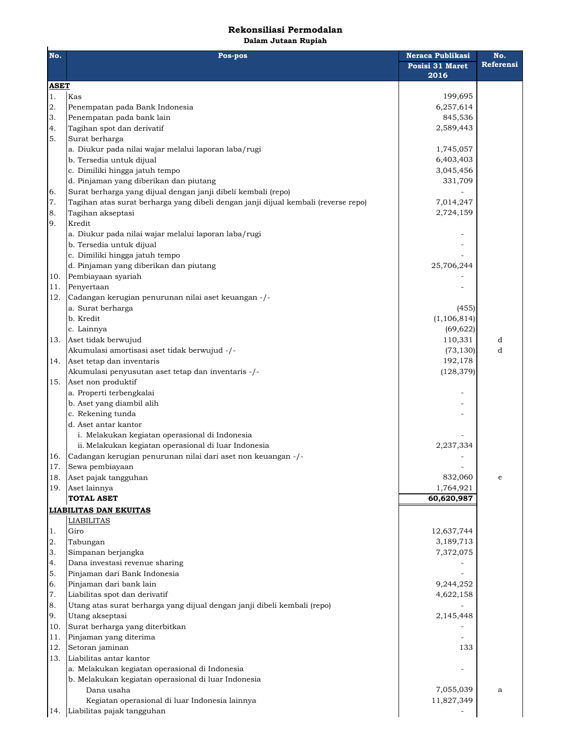# Rekonsiliasi Permodalan

**Dalam Jutaan Rupiah**

| No. | Pos-pos | Neraca Publikasi Posisi 31 Maret 2016 | No. Referensi |
|---|---|---|---|
| **ASET** | | | |
| 1. | Kas | 199,695 | |
| 2. | Penempatan pada Bank Indonesia | 6,257,614 | |
| 3. | Penempatan pada bank lain | 845,536 | |
| 4. | Tagihan spot dan derivatif | 2,589,443 | |
| 5. | Surat berharga | | |
| | a. Diukur pada nilai wajar melalui laporan laba/rugi | 1,745,057 | |
| | b. Tersedia untuk dijual | 6,403,403 | |
| | c. Dimiliki hingga jatuh tempo | 3,045,456 | |
| | d. Pinjaman yang diberikan dan piutang | 331,709 | |
| 6. | Surat berharga yang dijual dengan janji dibeli kembali (repo) | - | |
| 7. | Tagihan atas surat berharga yang dibeli dengan janji dijual kembali (reverse repo) | 7,014,247 | |
| 8. | Tagihan akseptasi | 2,724,159 | |
| 9. | Kredit | | |
| | a. Diukur pada nilai wajar melalui laporan laba/rugi | - | |
| | b. Tersedia untuk dijual | - | |
| | c. Dimiliki hingga jatuh tempo | - | |
| | d. Pinjaman yang diberikan dan piutang | 25,706,244 | |
| 10. | Pembiayaan syariah | - | |
| 11. | Penyertaan | - | |
| 12. | Cadangan kerugian penurunan nilai aset keuangan -/- | | |
| | a. Surat berharga | (455) | |
| | b. Kredit | (1,106,814) | |
| | c. Lainnya | (69,622) | |
| 13. | Aset tidak berwujud | 110,331 | d |
| | Akumulasi amortisasi aset tidak berwujud -/- | (73,130) | d |
| 14. | Aset tetap dan inventaris | 192,178 | |
| | Akumulasi penyusutan aset tetap dan inventaris -/- | (128,379) | |
| 15. | Aset non produktif | | |
| | a. Properti terbengkalai | - | |
| | b. Aset yang diambil alih | - | |
| | c. Rekening tunda | - | |
| | d. Aset antar kantor | | |
| | i. Melakukan kegiatan operasional di Indonesia | - | |
| | ii. Melakukan kegiatan operasional di luar Indonesia | 2,237,334 | |
| 16. | Cadangan kerugian penurunan nilai dari aset non keuangan -/- | - | |
| 17. | Sewa pembiayaan | - | |
| 18. | Aset pajak tangguhan | 832,060 | e |
| 19. | Aset lainnya | 1,764,921 | |
| | **TOTAL ASET** | **60,620,987** | |
| **LIABILITAS DAN EKUITAS** | | | |
| | LIABILITAS | | |
| 1. | Giro | 12,637,744 | |
| 2. | Tabungan | 3,189,713 | |
| 3. | Simpanan berjangka | 7,372,075 | |
| 4. | Dana investasi revenue sharing | - | |
| 5. | Pinjaman dari Bank Indonesia | - | |
| 6. | Pinjaman dari bank lain | 9,244,252 | |
| 7. | Liabilitas spot dan derivatif | 4,622,158 | |
| 8. | Utang atas surat berharga yang dijual dengan janji dibeli kembali (repo) | - | |
| 9. | Utang akseptasi | 2,145,448 | |
| 10. | Surat berharga yang diterbitkan | - | |
| 11. | Pinjaman yang diterima | - | |
| 12. | Setoran jaminan | 133 | |
| 13. | Liabilitas antar kantor | | |
| | a. Melakukan kegiatan operasional di Indonesia | - | |
| | b. Melakukan kegiatan operasional di luar Indonesia | | |
| | Dana usaha | 7,055,039 | a |
| | Kegiatan operasional di luar Indonesia lainnya | 11,827,349 | |
| 14. | Liabilitas pajak tangguhan | - | |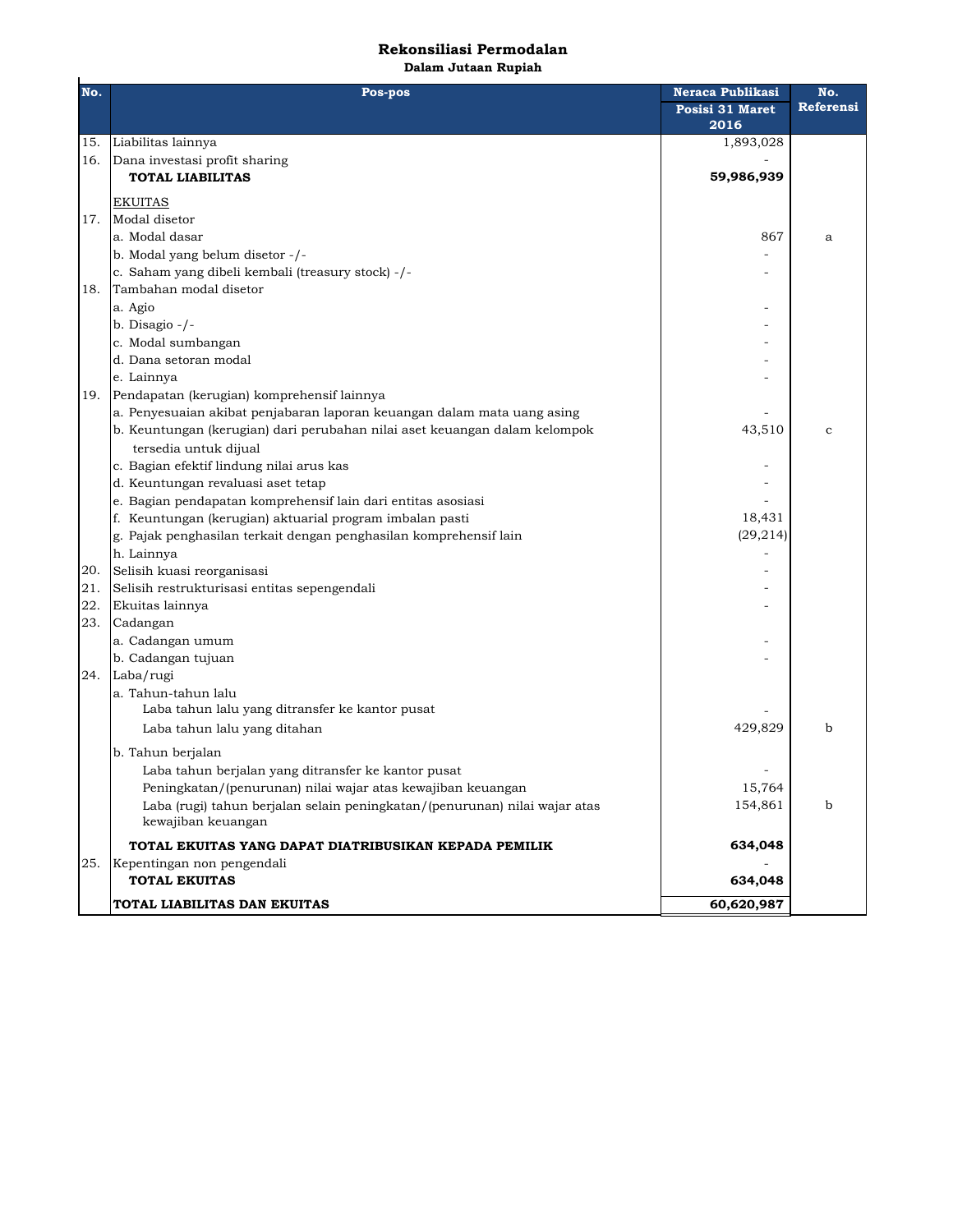## Rekonsiliasi Permodalan

**Dalam Jutaan Rupiah**

| No. | Pos-pos | Neraca Publikasi Posisi 31 Maret 2016 | No. Referensi |
|---|---|---|---|
| 15. | Liabilitas lainnya | 1,893,028 | |
| 16. | Dana investasi profit sharing | - | |
| | **TOTAL LIABILITAS** | **59,986,939** | |
| | EKUITAS | | |
| 17. | Modal disetor | | |
| | a. Modal dasar | 867 | a |
| | b. Modal yang belum disetor -/- | - | |
| | c. Saham yang dibeli kembali (treasury stock) -/- | - | |
| 18. | Tambahan modal disetor | | |
| | a. Agio | - | |
| | b. Disagio -/- | - | |
| | c. Modal sumbangan | - | |
| | d. Dana setoran modal | - | |
| | e. Lainnya | - | |
| 19. | Pendapatan (kerugian) komprehensif lainnya | | |
| | a. Penyesuaian akibat penjabaran laporan keuangan dalam mata uang asing | - | |
| | b. Keuntungan (kerugian) dari perubahan nilai aset keuangan dalam kelompok tersedia untuk dijual | 43,510 | c |
| | c. Bagian efektif lindung nilai arus kas | - | |
| | d. Keuntungan revaluasi aset tetap | - | |
| | e. Bagian pendapatan komprehensif lain dari entitas asosiasi | - | |
| | f. Keuntungan (kerugian) aktuarial program imbalan pasti | 18,431 | |
| | g. Pajak penghasilan terkait dengan penghasilan komprehensif lain | (29,214) | |
| | h. Lainnya | - | |
| 20. | Selisih kuasi reorganisasi | - | |
| 21. | Selisih restrukturisasi entitas sepengendali | - | |
| 22. | Ekuitas lainnya | - | |
| 23. | Cadangan | | |
| | a. Cadangan umum | - | |
| | b. Cadangan tujuan | - | |
| 24. | Laba/rugi | | |
| | a. Tahun-tahun lalu | | |
| | Laba tahun lalu yang ditransfer ke kantor pusat | - | |
| | Laba tahun lalu yang ditahan | 429,829 | b |
| | b. Tahun berjalan | | |
| | Laba tahun berjalan yang ditransfer ke kantor pusat | - | |
| | Peningkatan/(penurunan) nilai wajar atas kewajiban keuangan | 15,764 | |
| | Laba (rugi) tahun berjalan selain peningkatan/(penurunan) nilai wajar atas kewajiban keuangan | 154,861 | b |
| | **TOTAL EKUITAS YANG DAPAT DIATRIBUSIKAN KEPADA PEMILIK** | **634,048** | |
| 25. | Kepentingan non pengendali | - | |
| | **TOTAL EKUITAS** | **634,048** | |
| | **TOTAL LIABILITAS DAN EKUITAS** | **60,620,987** | |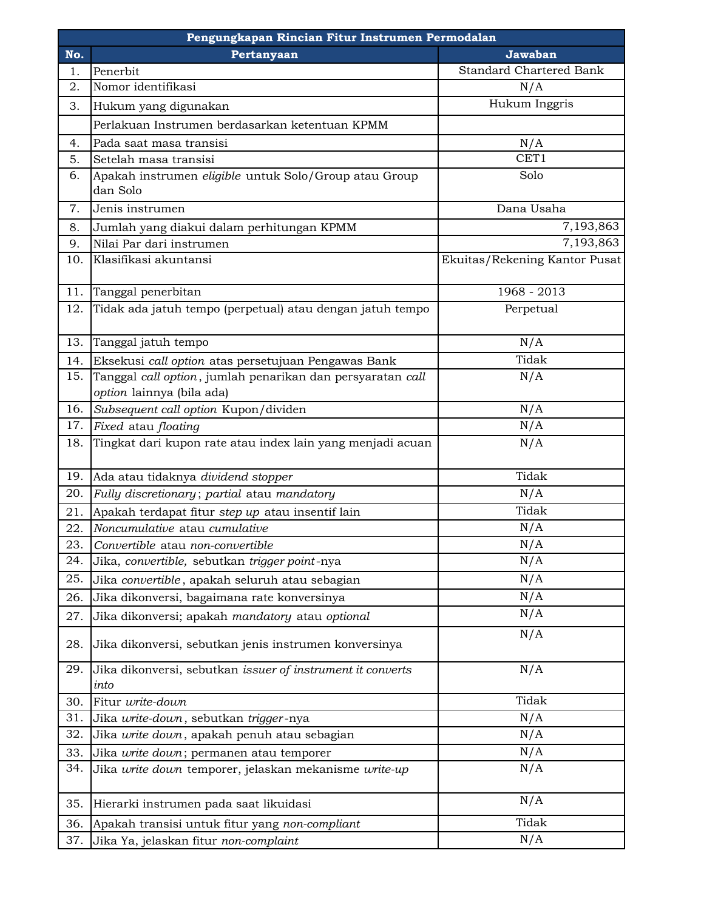| Pengungkapan Rincian Fitur Instrumen Permodalan | | |
|---|---|---|
| **No.** | **Pertanyaan** | **Jawaban** |
| 1. | Penerbit | Standard Chartered Bank |
| 2. | Nomor identifikasi | N/A |
| 3. | Hukum yang digunakan | Hukum Inggris |
| | Perlakuan Instrumen berdasarkan ketentuan KPMM | |
| 4. | Pada saat masa transisi | N/A |
| 5. | Setelah masa transisi | CET1 |
| 6. | Apakah instrumen *eligible* untuk Solo/Group atau Group dan Solo | Solo |
| 7. | Jenis instrumen | Dana Usaha |
| 8. | Jumlah yang diakui dalam perhitungan KPMM | 7,193,863 |
| 9. | Nilai Par dari instrumen | 7,193,863 |
| 10. | Klasifikasi akuntansi | Ekuitas/Rekening Kantor Pusat |
| 11. | Tanggal penerbitan | 1968 - 2013 |
| 12. | Tidak ada jatuh tempo (perpetual) atau dengan jatuh tempo | Perpetual |
| 13. | Tanggal jatuh tempo | N/A |
| 14. | Eksekusi *call option* atas persetujuan Pengawas Bank | Tidak |
| 15. | Tanggal *call option*, jumlah penarikan dan persyaratan *call option* lainnya (bila ada) | N/A |
| 16. | *Subsequent call option* Kupon/dividen | N/A |
| 17. | *Fixed* atau *floating* | N/A |
| 18. | Tingkat dari kupon rate atau index lain yang menjadi acuan | N/A |
| 19. | Ada atau tidaknya *dividend stopper* | Tidak |
| 20. | *Fully discretionary*; *partial* atau *mandatory* | N/A |
| 21. | Apakah terdapat fitur *step up* atau insentif lain | Tidak |
| 22. | *Noncumulative* atau *cumulative* | N/A |
| 23. | *Convertible* atau *non-convertible* | N/A |
| 24. | Jika, *convertible,* sebutkan *trigger point*-nya | N/A |
| 25. | Jika *convertible*, apakah seluruh atau sebagian | N/A |
| 26. | Jika dikonversi, bagaimana rate konversinya | N/A |
| 27. | Jika dikonversi; apakah *mandatory* atau *optional* | N/A |
| 28. | Jika dikonversi, sebutkan jenis instrumen konversinya | N/A |
| 29. | Jika dikonversi, sebutkan *issuer of instrument it converts into* | N/A |
| 30. | Fitur *write-down* | Tidak |
| 31. | Jika *write-down*, sebutkan *trigger*-nya | N/A |
| 32. | Jika *write down*, apakah penuh atau sebagian | N/A |
| 33. | Jika *write down*; permanen atau temporer | N/A |
| 34. | Jika *write down* temporer, jelaskan mekanisme *write-up* | N/A |
| 35. | Hierarki instrumen pada saat likuidasi | N/A |
| 36. | Apakah transisi untuk fitur yang *non-compliant* | Tidak |
| 37. | Jika Ya, jelaskan fitur *non-complaint* | N/A |